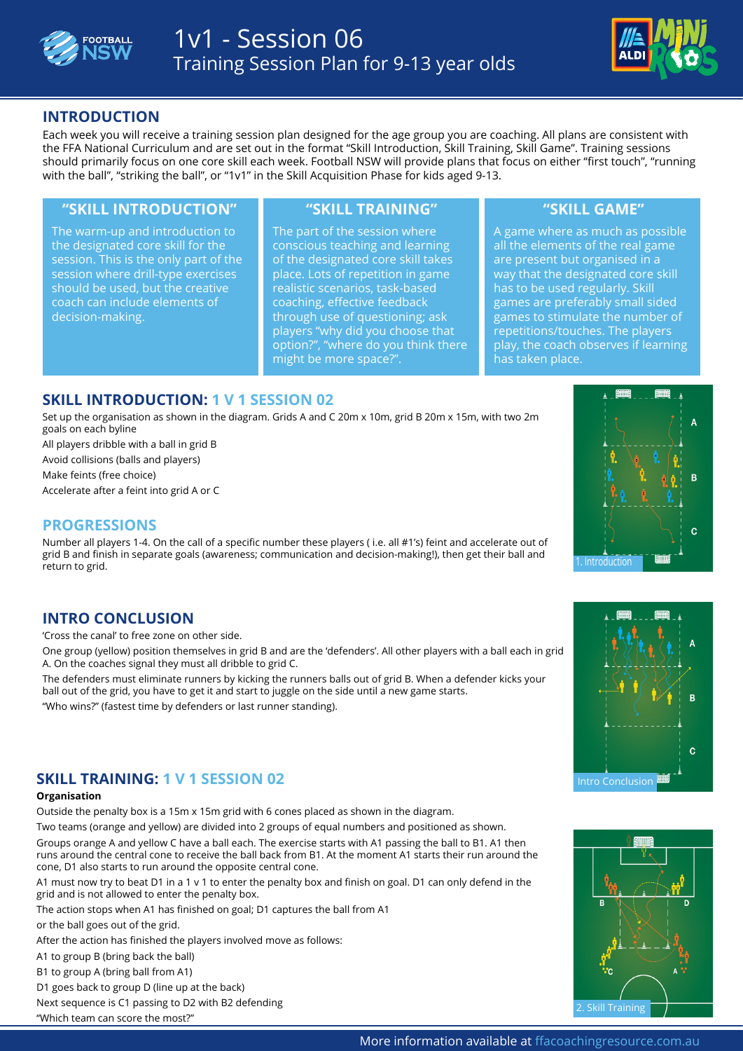# 1v1 - Session 06

Training Session Plan for 9-13 year olds

## INTRODUCTION

Each week you will receive a training session plan designed for the age group you are coaching. All plans are consistent with the FFA National Curriculum and are set out in the format "Skill Introduction, Skill Training, Skill Game". Training sessions should primarily focus on one core skill each week. Football NSW will provide plans that focus on either "first touch", "running with the ball", "striking the ball", or "1v1" in the Skill Acquisition Phase for kids aged 9-13.

### "SKILL INTRODUCTION"

The warm-up and introduction to the designated core skill for the session. This is the only part of the session where drill-type exercises should be used, but the creative coach can include elements of decision-making.

### "SKILL TRAINING"

The part of the session where conscious teaching and learning of the designated core skill takes place. Lots of repetition in game realistic scenarios, task-based coaching, effective feedback through use of questioning; ask players "why did you choose that option?", "where do you think there might be more space?".

### "SKILL GAME"

A game where as much as possible all the elements of the real game are present but organised in a way that the designated core skill has to be used regularly. Skill games are preferably small sided games to stimulate the number of repetitions/touches. The players play, the coach observes if learning has taken place.

## SKILL INTRODUCTION: 1 V 1 SESSION 02

Set up the organisation as shown in the diagram. Grids A and C 20m x 10m, grid B 20m x 15m, with two 2m goals on each byline

All players dribble with a ball in grid B

Avoid collisions (balls and players)

Make feints (free choice)

Accelerate after a feint into grid A or C

1. Introduction

## PROGRESSIONS

Number all players 1-4. On the call of a specific number these players ( i.e. all #1's) feint and accelerate out of grid B and finish in separate goals (awareness; communication and decision-making!), then get their ball and return to grid.

## INTRO CONCLUSION

'Cross the canal' to free zone on other side.

One group (yellow) position themselves in grid B and are the 'defenders'. All other players with a ball each in grid A. On the coaches signal they must all dribble to grid C.

The defenders must eliminate runners by kicking the runners balls out of grid B. When a defender kicks your ball out of the grid, you have to get it and start to juggle on the side until a new game starts.

"Who wins?" (fastest time by defenders or last runner standing).

Intro Conclusion

## SKILL TRAINING: 1 V 1 SESSION 02

**Organisation**

Outside the penalty box is a 15m x 15m grid with 6 cones placed as shown in the diagram.

Two teams (orange and yellow) are divided into 2 groups of equal numbers and positioned as shown.

Groups orange A and yellow C have a ball each. The exercise starts with A1 passing the ball to B1. A1 then runs around the central cone to receive the ball back from B1. At the moment A1 starts their run around the cone, D1 also starts to run around the opposite central cone.

A1 must now try to beat D1 in a 1 v 1 to enter the penalty box and finish on goal. D1 can only defend in the grid and is not allowed to enter the penalty box.

The action stops when A1 has finished on goal; D1 captures the ball from A1

or the ball goes out of the grid.

After the action has finished the players involved move as follows:

A1 to group B (bring back the ball)

B1 to group A (bring ball from A1)

D1 goes back to group D (line up at the back)

Next sequence is C1 passing to D2 with B2 defending

"Which team can score the most?"

2. Skill Training

More information available at ffacoachingresource.com.au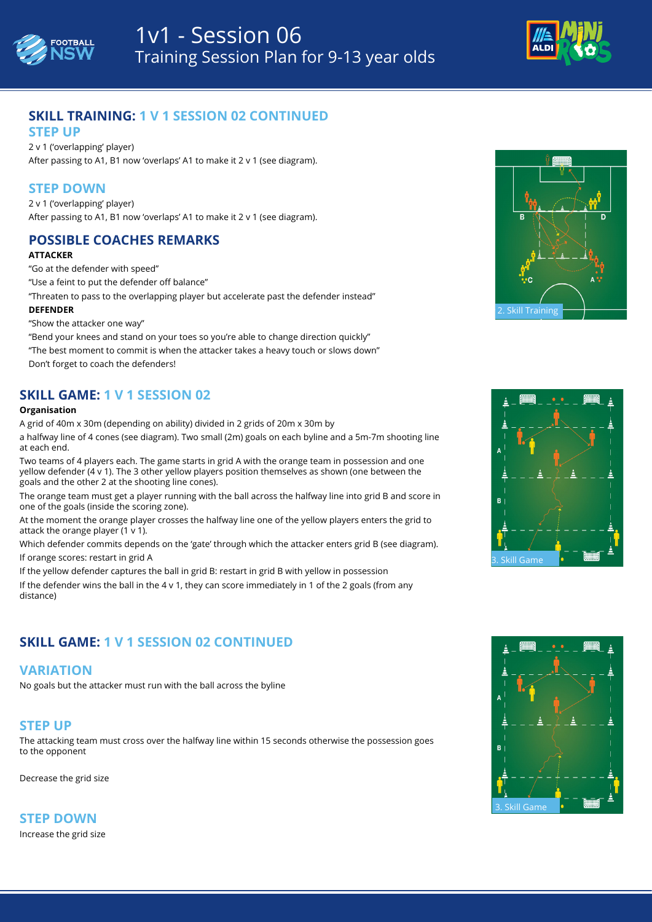# 1v1 - Session 06

Training Session Plan for 9-13 year olds

## SKILL TRAINING: 1 V 1 SESSION 02 CONTINUED

### STEP UP

2 v 1 ('overlapping' player)

After passing to A1, B1 now 'overlaps' A1 to make it 2 v 1 (see diagram).

### STEP DOWN

2 v 1 ('overlapping' player)

After passing to A1, B1 now 'overlaps' A1 to make it 2 v 1 (see diagram).

### POSSIBLE COACHES REMARKS

**ATTACKER**

"Go at the defender with speed"

"Use a feint to put the defender off balance"

"Threaten to pass to the overlapping player but accelerate past the defender instead"

**DEFENDER**

"Show the attacker one way"

"Bend your knees and stand on your toes so you're able to change direction quickly"

"The best moment to commit is when the attacker takes a heavy touch or slows down"

Don't forget to coach the defenders!

B D C A

2. Skill Training

## SKILL GAME: 1 V 1 SESSION 02

**Organisation**

A grid of 40m x 30m (depending on ability) divided in 2 grids of 20m x 30m by a halfway line of 4 cones (see diagram). Two small (2m) goals on each byline and a 5m-7m shooting line at each end.

Two teams of 4 players each. The game starts in grid A with the orange team in possession and one yellow defender (4 v 1). The 3 other yellow players position themselves as shown (one between the goals and the other 2 at the shooting line cones).

The orange team must get a player running with the ball across the halfway line into grid B and score in one of the goals (inside the scoring zone).

At the moment the orange player crosses the halfway line one of the yellow players enters the grid to attack the orange player (1 v 1).

Which defender commits depends on the 'gate' through which the attacker enters grid B (see diagram).

If orange scores: restart in grid A

If the yellow defender captures the ball in grid B: restart in grid B with yellow in possession

If the defender wins the ball in the 4 v 1, they can score immediately in 1 of the 2 goals (from any distance)

A B

3. Skill Game

## SKILL GAME: 1 V 1 SESSION 02 CONTINUED

### VARIATION

No goals but the attacker must run with the ball across the byline

### STEP UP

The attacking team must cross over the halfway line within 15 seconds otherwise the possession goes to the opponent

Decrease the grid size

### STEP DOWN

Increase the grid size

A B

3. Skill Game